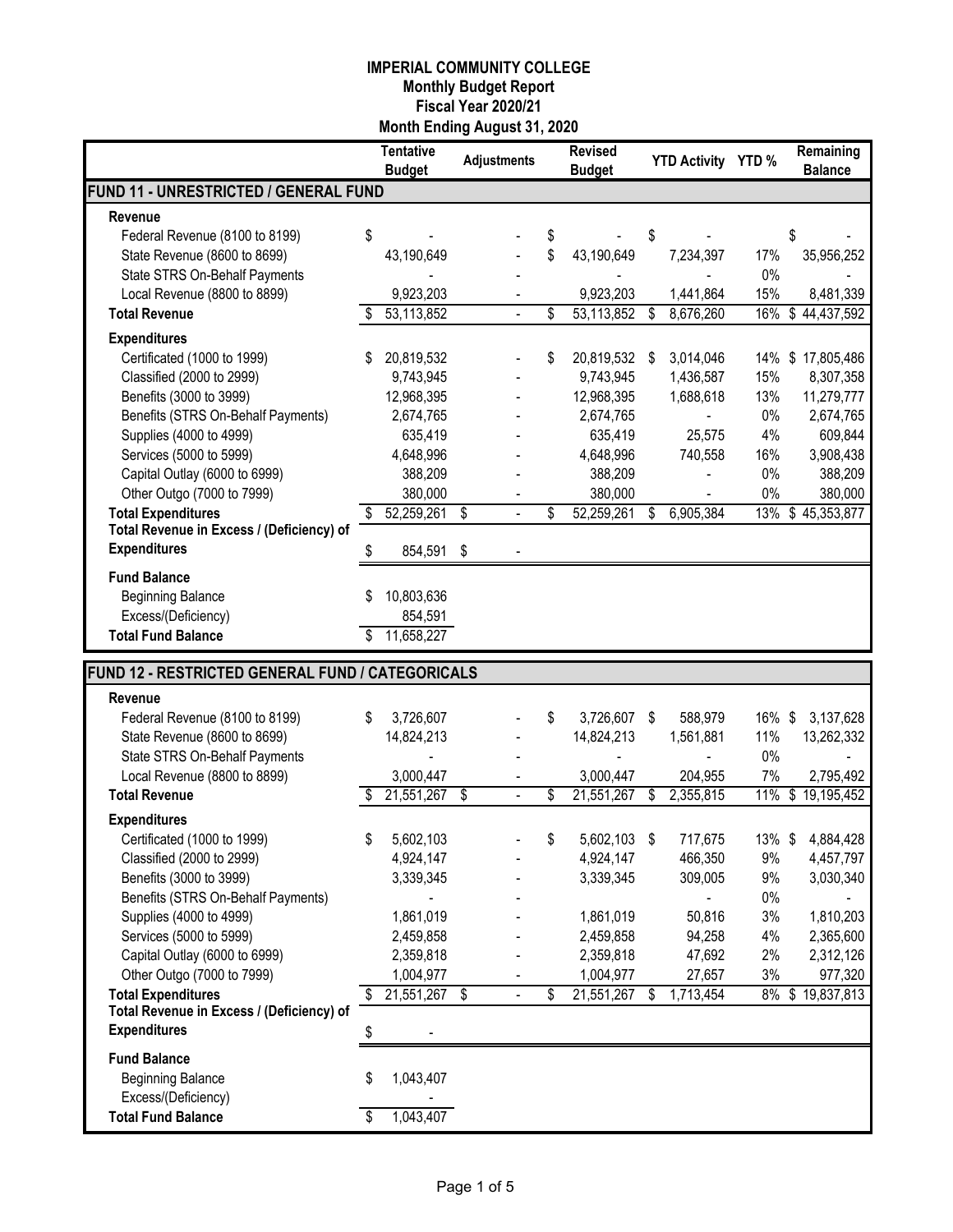# IMPERIAL COMMUNITY COLLEGE
## Monthly Budget Report
## Fiscal Year 2020/21
## Month Ending August 31, 2020

| | Tentative Budget | Adjustments | Revised Budget | YTD Activity | YTD % | Remaining Balance |
|---|---|---|---|---|---|---|
| **FUND 11 - UNRESTRICTED / GENERAL FUND** | | | | | | |
| **Revenue** | | | | | | |
| Federal Revenue (8100 to 8199) | $ - | - | $ - | $ - | | $ - |
| State Revenue (8600 to 8699) | 43,190,649 | - | $ 43,190,649 | 7,234,397 | 17% | 35,956,252 |
| State STRS On-Behalf Payments | - | - | - | - | 0% | - |
| Local Revenue (8800 to 8899) | 9,923,203 | - | 9,923,203 | 1,441,864 | 15% | 8,481,339 |
| **Total Revenue** | $ 53,113,852 | - | $ 53,113,852 | $ 8,676,260 | 16% | $ 44,437,592 |
| **Expenditures** | | | | | | |
| Certificated (1000 to 1999) | $ 20,819,532 | - | $ 20,819,532 | $ 3,014,046 | 14% | $ 17,805,486 |
| Classified (2000 to 2999) | 9,743,945 | - | 9,743,945 | 1,436,587 | 15% | 8,307,358 |
| Benefits (3000 to 3999) | 12,968,395 | - | 12,968,395 | 1,688,618 | 13% | 11,279,777 |
| Benefits (STRS On-Behalf Payments) | 2,674,765 | - | 2,674,765 | - | 0% | 2,674,765 |
| Supplies (4000 to 4999) | 635,419 | - | 635,419 | 25,575 | 4% | 609,844 |
| Services (5000 to 5999) | 4,648,996 | - | 4,648,996 | 740,558 | 16% | 3,908,438 |
| Capital Outlay (6000 to 6999) | 388,209 | - | 388,209 | - | 0% | 388,209 |
| Other Outgo (7000 to 7999) | 380,000 | - | 380,000 | - | 0% | 380,000 |
| **Total Expenditures** | $ 52,259,261 | $ - | $ 52,259,261 | $ 6,905,384 | 13% | $ 45,353,877 |
| **Total Revenue in Excess / (Deficiency) of Expenditures** | $ 854,591 | $ - | | | | |
| **Fund Balance** | | | | | | |
| Beginning Balance | $ 10,803,636 | | | | | |
| Excess/(Deficiency) | 854,591 | | | | | |
| **Total Fund Balance** | $ 11,658,227 | | | | | |
| **FUND 12 - RESTRICTED GENERAL FUND / CATEGORICALS** | | | | | | |
| **Revenue** | | | | | | |
| Federal Revenue (8100 to 8199) | $ 3,726,607 | - | $ 3,726,607 | $ 588,979 | 16% | $ 3,137,628 |
| State Revenue (8600 to 8699) | 14,824,213 | - | 14,824,213 | 1,561,881 | 11% | 13,262,332 |
| State STRS On-Behalf Payments | - | - | - | - | 0% | - |
| Local Revenue (8800 to 8899) | 3,000,447 | - | 3,000,447 | 204,955 | 7% | 2,795,492 |
| **Total Revenue** | $ 21,551,267 | $ - | $ 21,551,267 | $ 2,355,815 | 11% | $ 19,195,452 |
| **Expenditures** | | | | | | |
| Certificated (1000 to 1999) | $ 5,602,103 | - | $ 5,602,103 | $ 717,675 | 13% | $ 4,884,428 |
| Classified (2000 to 2999) | 4,924,147 | - | 4,924,147 | 466,350 | 9% | 4,457,797 |
| Benefits (3000 to 3999) | 3,339,345 | - | 3,339,345 | 309,005 | 9% | 3,030,340 |
| Benefits (STRS On-Behalf Payments) | - | - | - | - | 0% | - |
| Supplies (4000 to 4999) | 1,861,019 | - | 1,861,019 | 50,816 | 3% | 1,810,203 |
| Services (5000 to 5999) | 2,459,858 | - | 2,459,858 | 94,258 | 4% | 2,365,600 |
| Capital Outlay (6000 to 6999) | 2,359,818 | - | 2,359,818 | 47,692 | 2% | 2,312,126 |
| Other Outgo (7000 to 7999) | 1,004,977 | - | 1,004,977 | 27,657 | 3% | 977,320 |
| **Total Expenditures** | $ 21,551,267 | $ - | $ 21,551,267 | $ 1,713,454 | 8% | $ 19,837,813 |
| **Total Revenue in Excess / (Deficiency) of Expenditures** | $ - | | | | | |
| **Fund Balance** | | | | | | |
| Beginning Balance | $ 1,043,407 | | | | | |
| Excess/(Deficiency) | - | | | | | |
| **Total Fund Balance** | $ 1,043,407 | | | | | |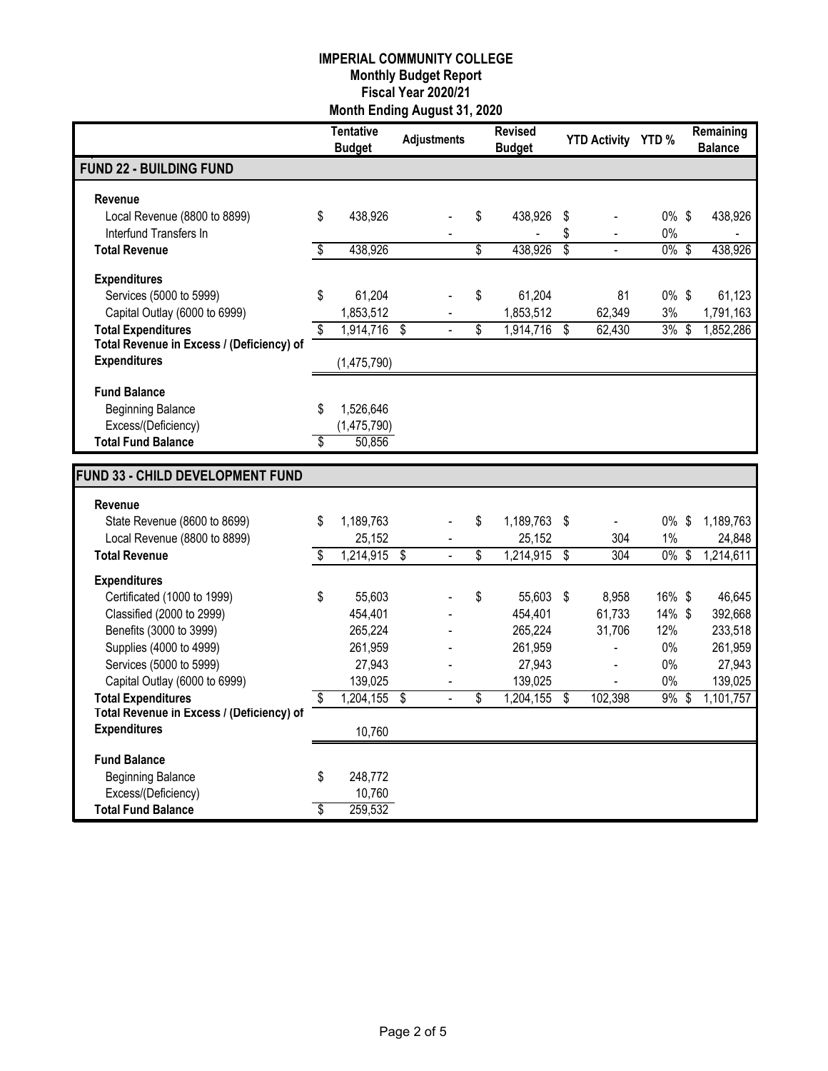**IMPERIAL COMMUNITY COLLEGE**
**Monthly Budget Report**
**Fiscal Year 2020/21**
**Month Ending August 31, 2020**

| | Tentative Budget | Adjustments | Revised Budget | YTD Activity | YTD % | Remaining Balance |
|---|---|---|---|---|---|---|
| **FUND 22 - BUILDING FUND** | | | | | | |
| **Revenue** | | | | | | |
| Local Revenue (8800 to 8899) | $ 438,926 | - | $ 438,926 | $ - | 0% | $ 438,926 |
| Interfund Transfers In | | - | - | $ - | 0% | - |
| **Total Revenue** | $ 438,926 | | $ 438,926 | $ - | 0% | $ 438,926 |
| **Expenditures** | | | | | | |
| Services (5000 to 5999) | $ 61,204 | - | $ 61,204 | 81 | 0% | $ 61,123 |
| Capital Outlay (6000 to 6999) | 1,853,512 | - | 1,853,512 | 62,349 | 3% | 1,791,163 |
| **Total Expenditures** | $ 1,914,716 | $ - | $ 1,914,716 | $ 62,430 | 3% | $ 1,852,286 |
| **Total Revenue in Excess / (Deficiency) of Expenditures** | (1,475,790) | | | | | |
| **Fund Balance** | | | | | | |
| Beginning Balance | $ 1,526,646 | | | | | |
| Excess/(Deficiency) | (1,475,790) | | | | | |
| **Total Fund Balance** | $ 50,856 | | | | | |

| | Tentative Budget | Adjustments | Revised Budget | YTD Activity | YTD % | Remaining Balance |
|---|---|---|---|---|---|---|
| **FUND 33 - CHILD DEVELOPMENT FUND** | | | | | | |
| **Revenue** | | | | | | |
| State Revenue (8600 to 8699) | $ 1,189,763 | - | $ 1,189,763 | $ - | 0% | $ 1,189,763 |
| Local Revenue (8800 to 8899) | 25,152 | - | 25,152 | 304 | 1% | 24,848 |
| **Total Revenue** | $ 1,214,915 | $ - | $ 1,214,915 | $ 304 | 0% | $ 1,214,611 |
| **Expenditures** | | | | | | |
| Certificated (1000 to 1999) | $ 55,603 | - | $ 55,603 | $ 8,958 | 16% | $ 46,645 |
| Classified (2000 to 2999) | 454,401 | - | 454,401 | 61,733 | 14% | $ 392,668 |
| Benefits (3000 to 3999) | 265,224 | - | 265,224 | 31,706 | 12% | 233,518 |
| Supplies (4000 to 4999) | 261,959 | - | 261,959 | - | 0% | 261,959 |
| Services (5000 to 5999) | 27,943 | - | 27,943 | - | 0% | 27,943 |
| Capital Outlay (6000 to 6999) | 139,025 | - | 139,025 | - | 0% | 139,025 |
| **Total Expenditures** | $ 1,204,155 | $ - | $ 1,204,155 | $ 102,398 | 9% | $ 1,101,757 |
| **Total Revenue in Excess / (Deficiency) of Expenditures** | 10,760 | | | | | |
| **Fund Balance** | | | | | | |
| Beginning Balance | $ 248,772 | | | | | |
| Excess/(Deficiency) | 10,760 | | | | | |
| **Total Fund Balance** | $ 259,532 | | | | | |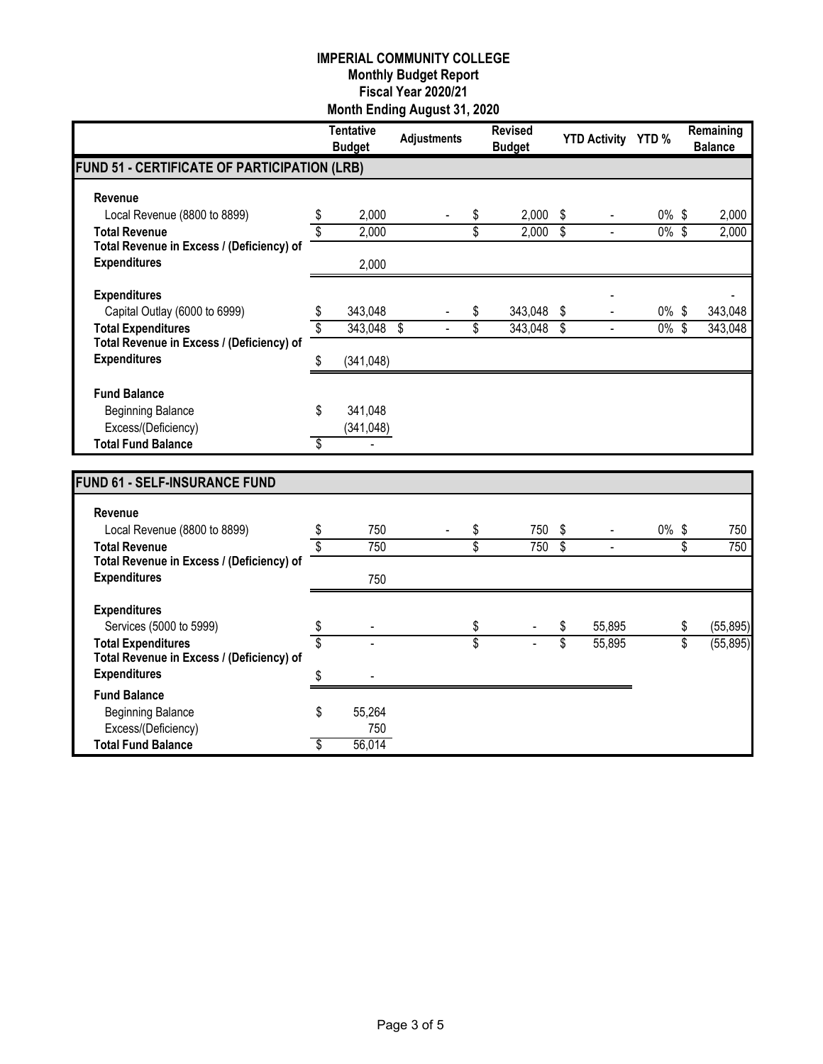**IMPERIAL COMMUNITY COLLEGE**
**Monthly Budget Report**
**Fiscal Year 2020/21**
**Month Ending August 31, 2020**

| | Tentative Budget | Adjustments | Revised Budget | YTD Activity | YTD % | Remaining Balance |
|---|---|---|---|---|---|---|
| **FUND 51 - CERTIFICATE OF PARTICIPATION (LRB)** | | | | | | |
| **Revenue** | | | | | | |
| Local Revenue (8800 to 8899) | $ 2,000 | - | $ 2,000 | $ - | 0% | $ 2,000 |
| **Total Revenue** | $ 2,000 | | $ 2,000 | $ - | 0% | $ 2,000 |
| **Total Revenue in Excess / (Deficiency) of Expenditures** | 2,000 | | | | | |
| **Expenditures** | | | | - | | - |
| Capital Outlay (6000 to 6999) | $ 343,048 | - | $ 343,048 | $ - | 0% | $ 343,048 |
| **Total Expenditures** | $ 343,048 | $ - | $ 343,048 | $ - | 0% | $ 343,048 |
| **Total Revenue in Excess / (Deficiency) of Expenditures** | $ (341,048) | | | | | |
| **Fund Balance** | | | | | | |
| Beginning Balance | $ 341,048 | | | | | |
| Excess/(Deficiency) | (341,048) | | | | | |
| **Total Fund Balance** | $ - | | | | | |

| | Tentative Budget | Adjustments | Revised Budget | YTD Activity | YTD % | Remaining Balance |
|---|---|---|---|---|---|---|
| **FUND 61 - SELF-INSURANCE FUND** | | | | | | |
| **Revenue** | | | | | | |
| Local Revenue (8800 to 8899) | $ 750 | - | $ 750 | $ - | 0% | $ 750 |
| **Total Revenue** | $ 750 | | $ 750 | $ - | | $ 750 |
| **Total Revenue in Excess / (Deficiency) of Expenditures** | 750 | | | | | |
| **Expenditures** | | | | | | |
| Services (5000 to 5999) | $ - | | $ - | $ 55,895 | | $ (55,895) |
| **Total Expenditures** | $ - | | $ - | $ 55,895 | | $ (55,895) |
| **Total Revenue in Excess / (Deficiency) of Expenditures** | $ - | | | | | |
| **Fund Balance** | | | | | | |
| Beginning Balance | $ 55,264 | | | | | |
| Excess/(Deficiency) | 750 | | | | | |
| **Total Fund Balance** | $ 56,014 | | | | | |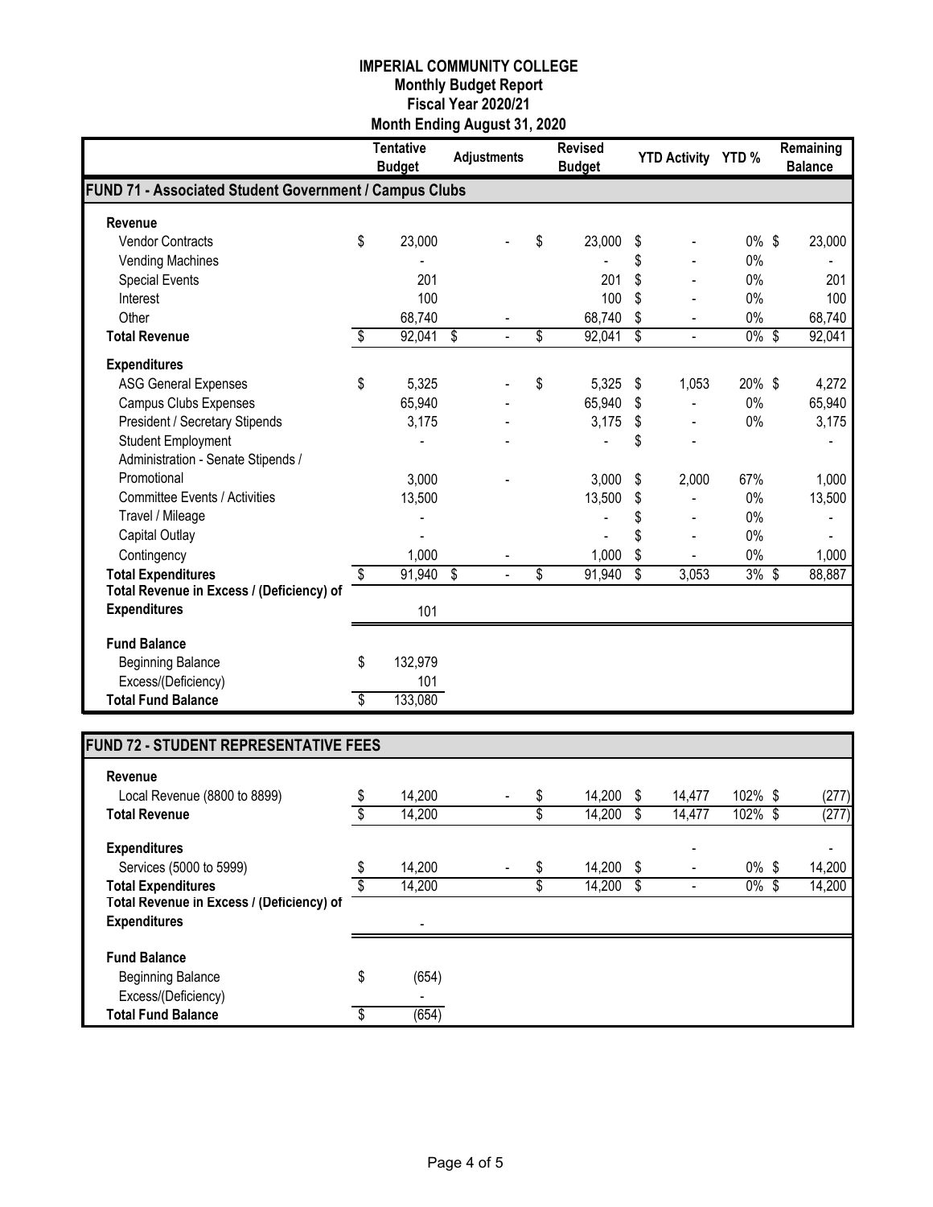# IMPERIAL COMMUNITY COLLEGE

## Monthly Budget Report

### Fiscal Year 2020/21

### Month Ending August 31, 2020

| | Tentative Budget | Adjustments | Revised Budget | YTD Activity | YTD % | Remaining Balance |
|---|---|---|---|---|---|---|
| **FUND 71 - Associated Student Government / Campus Clubs** | | | | | | |
| **Revenue** | | | | | | |
| Vendor Contracts | $ 23,000 | - | $ 23,000 | $ - | 0% | $ 23,000 |
| Vending Machines | - | | - | $ - | 0% | - |
| Special Events | 201 | | 201 | $ - | 0% | 201 |
| Interest | 100 | | 100 | $ - | 0% | 100 |
| Other | 68,740 | - | 68,740 | $ - | 0% | 68,740 |
| **Total Revenue** | $ 92,041 | $ - | $ 92,041 | $ - | 0% | $ 92,041 |
| **Expenditures** | | | | | | |
| ASG General Expenses | $ 5,325 | - | $ 5,325 | $ 1,053 | 20% | $ 4,272 |
| Campus Clubs Expenses | 65,940 | - | 65,940 | $ - | 0% | 65,940 |
| President / Secretary Stipends | 3,175 | - | 3,175 | $ - | 0% | 3,175 |
| Student Employment | - | - | - | $ - | | - |
| Administration - Senate Stipends / Promotional | 3,000 | - | 3,000 | $ 2,000 | 67% | 1,000 |
| Committee Events / Activities | 13,500 | | 13,500 | $ - | 0% | 13,500 |
| Travel / Mileage | - | | - | $ - | 0% | - |
| Capital Outlay | - | | - | $ - | 0% | - |
| Contingency | 1,000 | - | 1,000 | $ - | 0% | 1,000 |
| **Total Expenditures** | $ 91,940 | $ - | $ 91,940 | $ 3,053 | 3% | $ 88,887 |
| **Total Revenue in Excess / (Deficiency) of Expenditures** | 101 | | | | | |
| **Fund Balance** | | | | | | |
| Beginning Balance | $ 132,979 | | | | | |
| Excess/(Deficiency) | 101 | | | | | |
| **Total Fund Balance** | $ 133,080 | | | | | |

| | Tentative Budget | Adjustments | Revised Budget | YTD Activity | YTD % | Remaining Balance |
|---|---|---|---|---|---|---|
| **FUND 72 - STUDENT REPRESENTATIVE FEES** | | | | | | |
| **Revenue** | | | | | | |
| Local Revenue (8800 to 8899) | $ 14,200 | - | $ 14,200 | $ 14,477 | 102% | $ (277) |
| **Total Revenue** | $ 14,200 | | $ 14,200 | $ 14,477 | 102% | $ (277) |
| **Expenditures** | | | | - | | - |
| Services (5000 to 5999) | $ 14,200 | - | $ 14,200 | $ - | 0% | $ 14,200 |
| **Total Expenditures** | $ 14,200 | | $ 14,200 | $ - | 0% | $ 14,200 |
| **Total Revenue in Excess / (Deficiency) of Expenditures** | - | | | | | |
| **Fund Balance** | | | | | | |
| Beginning Balance | $ (654) | | | | | |
| Excess/(Deficiency) | - | | | | | |
| **Total Fund Balance** | $ (654) | | | | | |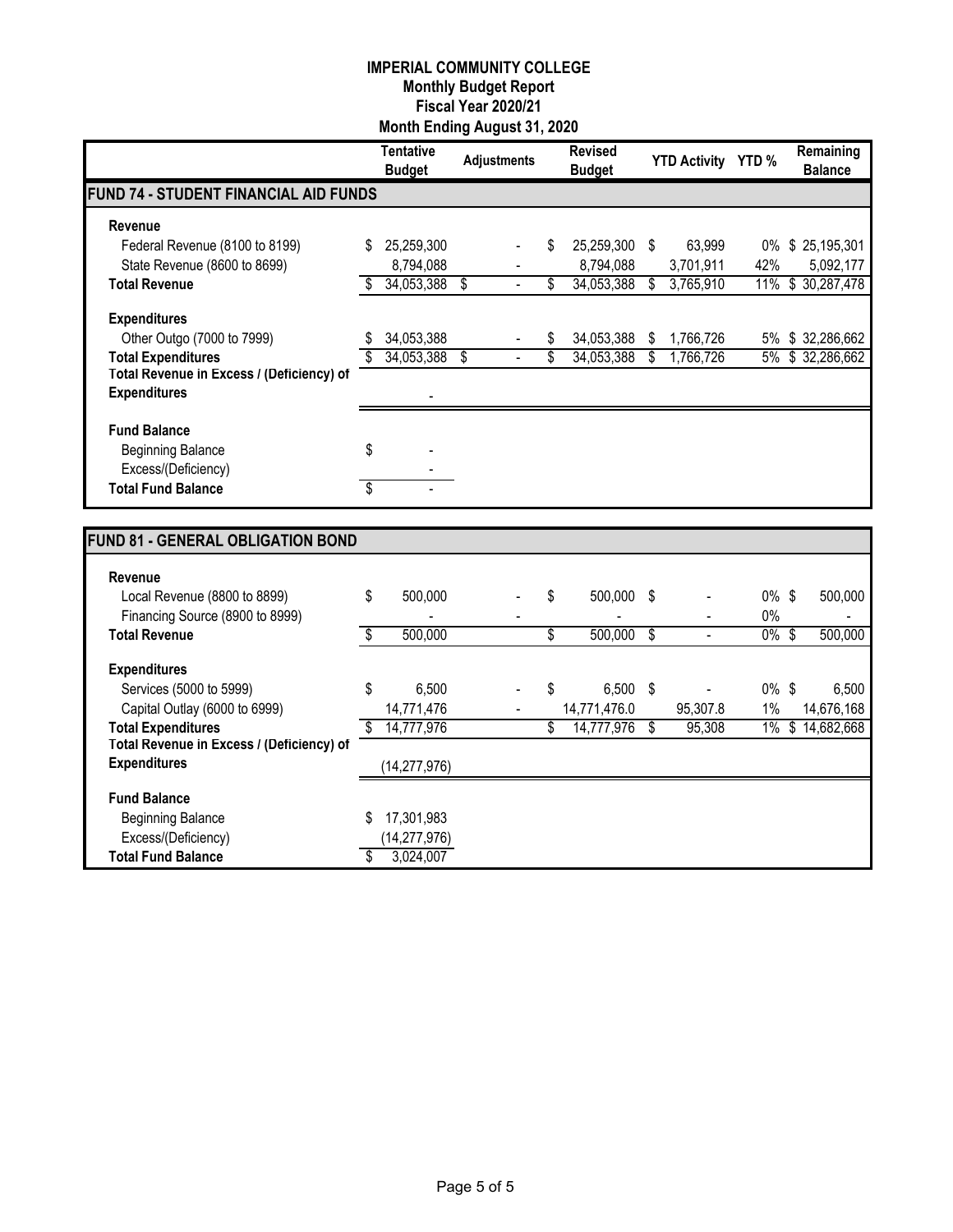# IMPERIAL COMMUNITY COLLEGE
## Monthly Budget Report
## Fiscal Year 2020/21
## Month Ending August 31, 2020

| | Tentative Budget | Adjustments | Revised Budget | YTD Activity | YTD % | Remaining Balance |
|---|---|---|---|---|---|---|
| **FUND 74 - STUDENT FINANCIAL AID FUNDS** | | | | | | |
| **Revenue** | | | | | | |
| Federal Revenue (8100 to 8199) | $ 25,259,300 | - | $ 25,259,300 | $ 63,999 | 0% | $ 25,195,301 |
| State Revenue (8600 to 8699) | 8,794,088 | - | 8,794,088 | 3,701,911 | 42% | 5,092,177 |
| **Total Revenue** | $ 34,053,388 | $ - | $ 34,053,388 | $ 3,765,910 | 11% | $ 30,287,478 |
| **Expenditures** | | | | | | |
| Other Outgo (7000 to 7999) | $ 34,053,388 | - | $ 34,053,388 | $ 1,766,726 | 5% | $ 32,286,662 |
| **Total Expenditures** | $ 34,053,388 | $ - | $ 34,053,388 | $ 1,766,726 | 5% | $ 32,286,662 |
| **Total Revenue in Excess / (Deficiency) of Expenditures** | - | | | | | |
| **Fund Balance** | | | | | | |
| Beginning Balance | $ - | | | | | |
| Excess/(Deficiency) | - | | | | | |
| **Total Fund Balance** | $ - | | | | | |

| | Tentative Budget | Adjustments | Revised Budget | YTD Activity | YTD % | Remaining Balance |
|---|---|---|---|---|---|---|
| **FUND 81 - GENERAL OBLIGATION BOND** | | | | | | |
| **Revenue** | | | | | | |
| Local Revenue (8800 to 8899) | $ 500,000 | - | $ 500,000 | $ - | 0% | $ 500,000 |
| Financing Source (8900 to 8999) | - | - | - | - | 0% | - |
| **Total Revenue** | $ 500,000 | | $ 500,000 | $ - | 0% | $ 500,000 |
| **Expenditures** | | | | | | |
| Services (5000 to 5999) | $ 6,500 | - | $ 6,500 | $ - | 0% | $ 6,500 |
| Capital Outlay (6000 to 6999) | 14,771,476 | - | 14,771,476.0 | 95,307.8 | 1% | 14,676,168 |
| **Total Expenditures** | $ 14,777,976 | | $ 14,777,976 | $ 95,308 | 1% | $ 14,682,668 |
| **Total Revenue in Excess / (Deficiency) of Expenditures** | (14,277,976) | | | | | |
| **Fund Balance** | | | | | | |
| Beginning Balance | $ 17,301,983 | | | | | |
| Excess/(Deficiency) | (14,277,976) | | | | | |
| **Total Fund Balance** | $ 3,024,007 | | | | | |